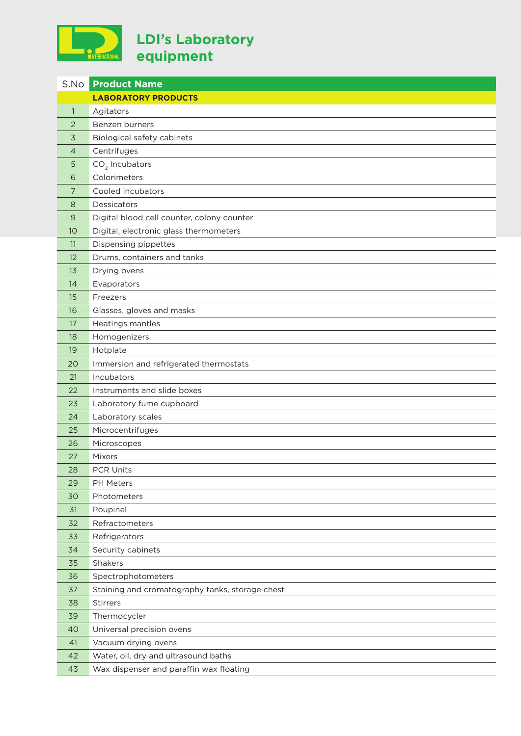# LDI's Laboratory equipment

| S.No | Product Name |
|---|---|
| | **LABORATORY PRODUCTS** |
| 1 | Agitators |
| 2 | Benzen burners |
| 3 | Biological safety cabinets |
| 4 | Centrifuges |
| 5 | $CO_2$ Incubators |
| 6 | Colorimeters |
| 7 | Cooled incubators |
| 8 | Dessicators |
| 9 | Digital blood cell counter, colony counter |
| 10 | Digital, electronic glass thermometers |
| 11 | Dispensing pippettes |
| 12 | Drums, containers and tanks |
| 13 | Drying ovens |
| 14 | Evaporators |
| 15 | Freezers |
| 16 | Glasses, gloves and masks |
| 17 | Heatings mantles |
| 18 | Homogenizers |
| 19 | Hotplate |
| 20 | Immersion and refrigerated thermostats |
| 21 | Incubators |
| 22 | Instruments and slide boxes |
| 23 | Laboratory fume cupboard |
| 24 | Laboratory scales |
| 25 | Microcentrifuges |
| 26 | Microscopes |
| 27 | Mixers |
| 28 | PCR Units |
| 29 | PH Meters |
| 30 | Photometers |
| 31 | Poupinel |
| 32 | Refractometers |
| 33 | Refrigerators |
| 34 | Security cabinets |
| 35 | Shakers |
| 36 | Spectrophotometers |
| 37 | Staining and cromatography tanks, storage chest |
| 38 | Stirrers |
| 39 | Thermocycler |
| 40 | Universal precision ovens |
| 41 | Vacuum drying ovens |
| 42 | Water, oil, dry and ultrasound baths |
| 43 | Wax dispenser and paraffin wax floating |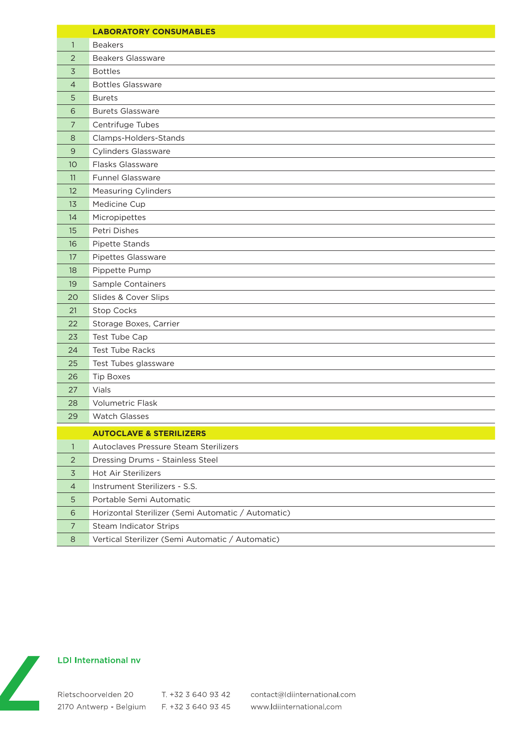| | LABORATORY CONSUMABLES |
|---|---|
| 1 | Beakers |
| 2 | Beakers Glassware |
| 3 | Bottles |
| 4 | Bottles Glassware |
| 5 | Burets |
| 6 | Burets Glassware |
| 7 | Centrifuge Tubes |
| 8 | Clamps-Holders-Stands |
| 9 | Cylinders Glassware |
| 10 | Flasks Glassware |
| 11 | Funnel Glassware |
| 12 | Measuring Cylinders |
| 13 | Medicine Cup |
| 14 | Micropipettes |
| 15 | Petri Dishes |
| 16 | Pipette Stands |
| 17 | Pipettes Glassware |
| 18 | Pippette Pump |
| 19 | Sample Containers |
| 20 | Slides & Cover Slips |
| 21 | Stop Cocks |
| 22 | Storage Boxes, Carrier |
| 23 | Test Tube Cap |
| 24 | Test Tube Racks |
| 25 | Test Tubes glassware |
| 26 | Tip Boxes |
| 27 | Vials |
| 28 | Volumetric Flask |
| 29 | Watch Glasses |

| | AUTOCLAVE & STERILIZERS |
|---|---|
| 1 | Autoclaves Pressure Steam Sterilizers |
| 2 | Dressing Drums - Stainless Steel |
| 3 | Hot Air Sterilizers |
| 4 | Instrument Sterilizers - S.S. |
| 5 | Portable Semi Automatic |
| 6 | Horizontal Sterilizer (Semi Automatic / Automatic) |
| 7 | Steam Indicator Strips |
| 8 | Vertical Sterilizer (Semi Automatic / Automatic) |

**LDI International nv**

Rietschoorvelden 20
2170 Antwerp - Belgium

T. +32 3 640 93 42
F. +32 3 640 93 45

contact@ldiinternational.com
www.ldiinternational.com